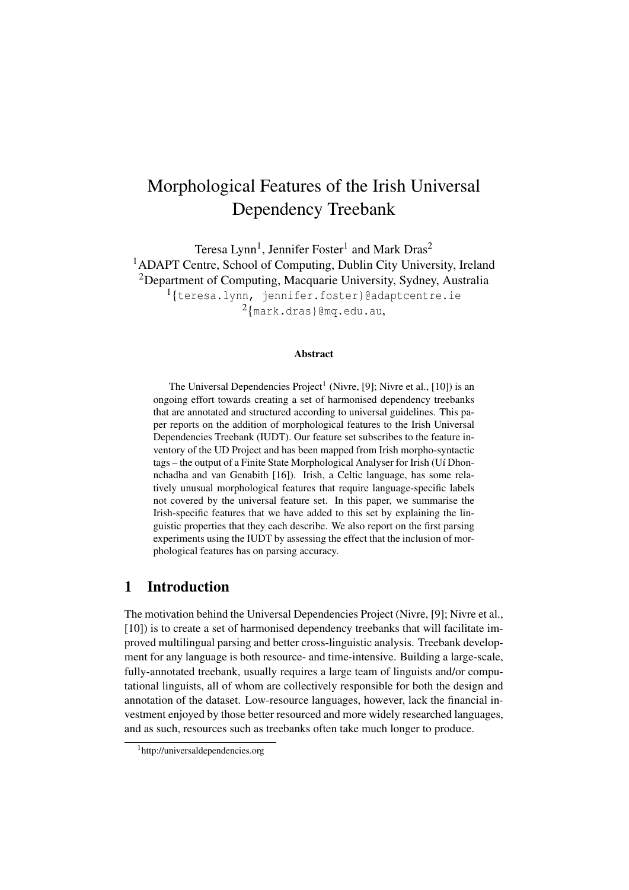// Morphological Features of the Irish Universal Dependency Treebank

Teresa Lynn[1], Jennifer Foster[1] and Mark Dras[2]

[1]ADAPT Centre, School of Computing, Dublin City University, Ireland

[2]Department of Computing, Macquarie University, Sydney, Australia

[1]{teresa.lynn, jennifer.foster}@adaptcentre.ie

[2]{mark.dras}@mq.edu.au,

### Abstract

The Universal Dependencies Project[1] (Nivre, [9]; Nivre et al., [10]) is an ongoing effort towards creating a set of harmonised dependency treebanks that are annotated and structured according to universal guidelines. This paper reports on the addition of morphological features to the Irish Universal Dependencies Treebank (IUDT). Our feature set subscribes to the feature inventory of the UD Project and has been mapped from Irish morpho-syntactic tags – the output of a Finite State Morphological Analyser for Irish (Uí Dhonnchadha and van Genabith [16]). Irish, a Celtic language, has some relatively unusual morphological features that require language-specific labels not covered by the universal feature set. In this paper, we summarise the Irish-specific features that we have added to this set by explaining the linguistic properties that they each describe. We also report on the first parsing experiments using the IUDT by assessing the effect that the inclusion of morphological features has on parsing accuracy.

## 1 Introduction

The motivation behind the Universal Dependencies Project (Nivre, [9]; Nivre et al., [10]) is to create a set of harmonised dependency treebanks that will facilitate improved multilingual parsing and better cross-linguistic analysis. Treebank development for any language is both resource- and time-intensive. Building a large-scale, fully-annotated treebank, usually requires a large team of linguists and/or computational linguists, all of whom are collectively responsible for both the design and annotation of the dataset. Low-resource languages, however, lack the financial investment enjoyed by those better resourced and more widely researched languages, and as such, resources such as treebanks often take much longer to produce.

[1]http://universaldependencies.org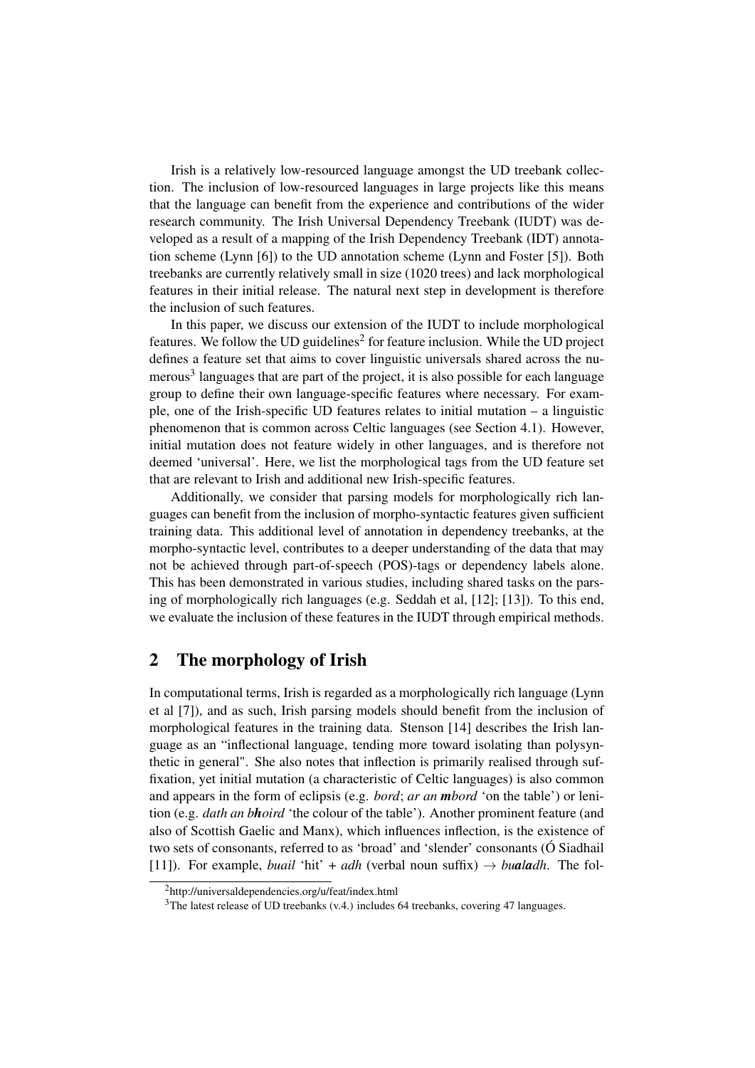Irish is a relatively low-resourced language amongst the UD treebank collection. The inclusion of low-resourced languages in large projects like this means that the language can benefit from the experience and contributions of the wider research community. The Irish Universal Dependency Treebank (IUDT) was developed as a result of a mapping of the Irish Dependency Treebank (IDT) annotation scheme (Lynn [6]) to the UD annotation scheme (Lynn and Foster [5]). Both treebanks are currently relatively small in size (1020 trees) and lack morphological features in their initial release. The natural next step in development is therefore the inclusion of such features.

In this paper, we discuss our extension of the IUDT to include morphological features. We follow the UD guidelines[2] for feature inclusion. While the UD project defines a feature set that aims to cover linguistic universals shared across the numerous[3] languages that are part of the project, it is also possible for each language group to define their own language-specific features where necessary. For example, one of the Irish-specific UD features relates to initial mutation – a linguistic phenomenon that is common across Celtic languages (see Section 4.1). However, initial mutation does not feature widely in other languages, and is therefore not deemed 'universal'. Here, we list the morphological tags from the UD feature set that are relevant to Irish and additional new Irish-specific features.

Additionally, we consider that parsing models for morphologically rich languages can benefit from the inclusion of morpho-syntactic features given sufficient training data. This additional level of annotation in dependency treebanks, at the morpho-syntactic level, contributes to a deeper understanding of the data that may not be achieved through part-of-speech (POS)-tags or dependency labels alone. This has been demonstrated in various studies, including shared tasks on the parsing of morphologically rich languages (e.g. Seddah et al, [12]; [13]). To this end, we evaluate the inclusion of these features in the IUDT through empirical methods.

## 2 The morphology of Irish

In computational terms, Irish is regarded as a morphologically rich language (Lynn et al [7]), and as such, Irish parsing models should benefit from the inclusion of morphological features in the training data. Stenson [14] describes the Irish language as an "inflectional language, tending more toward isolating than polysynthetic in general". She also notes that inflection is primarily realised through suffixation, yet initial mutation (a characteristic of Celtic languages) is also common and appears in the form of eclipsis (e.g. *bord*; *ar an **m**bord* 'on the table') or lenition (e.g. *dath an b**h**oird* 'the colour of the table'). Another prominent feature (and also of Scottish Gaelic and Manx), which influences inflection, is the existence of two sets of consonants, referred to as 'broad' and 'slender' consonants (Ó Siadhail [11]). For example, *buail* 'hit' + *adh* (verbal noun suffix) → *bu**a**l**a**dh*. The fol-

[2] http://universaldependencies.org/u/feat/index.html

[3] The latest release of UD treebanks (v.4.) includes 64 treebanks, covering 47 languages.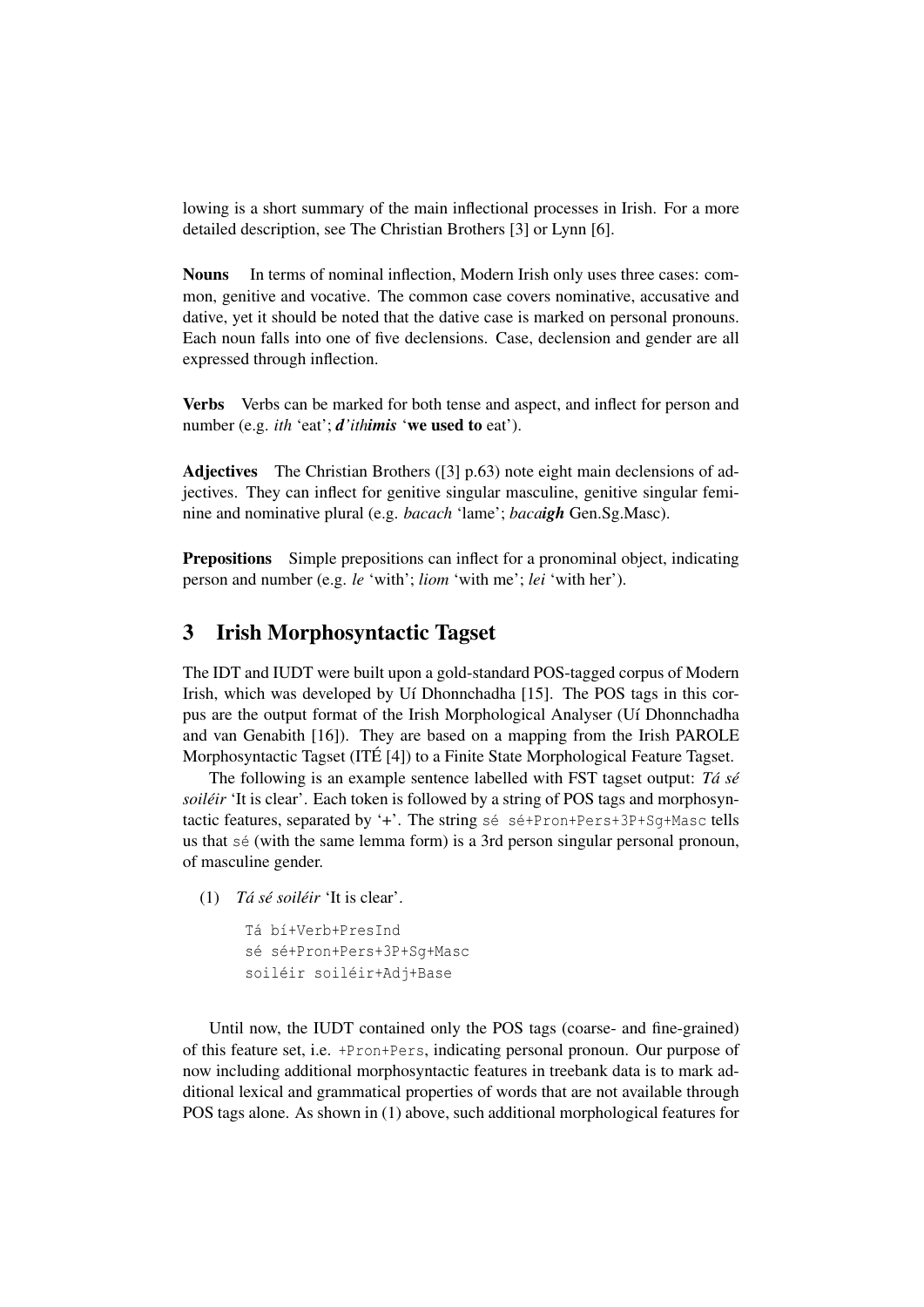lowing is a short summary of the main inflectional processes in Irish. For a more detailed description, see The Christian Brothers [3] or Lynn [6].

**Nouns** In terms of nominal inflection, Modern Irish only uses three cases: common, genitive and vocative. The common case covers nominative, accusative and dative, yet it should be noted that the dative case is marked on personal pronouns. Each noun falls into one of five declensions. Case, declension and gender are all expressed through inflection.

**Verbs** Verbs can be marked for both tense and aspect, and inflect for person and number (e.g. *ith* 'eat'; ***d'****ith****imis*** '**we used to** eat').

**Adjectives** The Christian Brothers ([3] p.63) note eight main declensions of adjectives. They can inflect for genitive singular masculine, genitive singular feminine and nominative plural (e.g. *bacach* 'lame'; *baca****igh*** Gen.Sg.Masc).

**Prepositions** Simple prepositions can inflect for a pronominal object, indicating person and number (e.g. *le* 'with'; *liom* 'with me'; *lei* 'with her').

## 3 Irish Morphosyntactic Tagset

The IDT and IUDT were built upon a gold-standard POS-tagged corpus of Modern Irish, which was developed by Uí Dhonnchadha [15]. The POS tags in this corpus are the output format of the Irish Morphological Analyser (Uí Dhonnchadha and van Genabith [16]). They are based on a mapping from the Irish PAROLE Morphosyntactic Tagset (ITÉ [4]) to a Finite State Morphological Feature Tagset.

The following is an example sentence labelled with FST tagset output: *Tá sé soiléir* 'It is clear'. Each token is followed by a string of POS tags and morphosyntactic features, separated by '+'. The string `sé sé+Pron+Pers+3P+Sg+Masc` tells us that `sé` (with the same lemma form) is a 3rd person singular personal pronoun, of masculine gender.

(1) *Tá sé soiléir* 'It is clear'.

```
Tá bí+Verb+PresInd
sé sé+Pron+Pers+3P+Sg+Masc
soiléir soiléir+Adj+Base
```

Until now, the IUDT contained only the POS tags (coarse- and fine-grained) of this feature set, i.e. `+Pron+Pers`, indicating personal pronoun. Our purpose of now including additional morphosyntactic features in treebank data is to mark additional lexical and grammatical properties of words that are not available through POS tags alone. As shown in (1) above, such additional morphological features for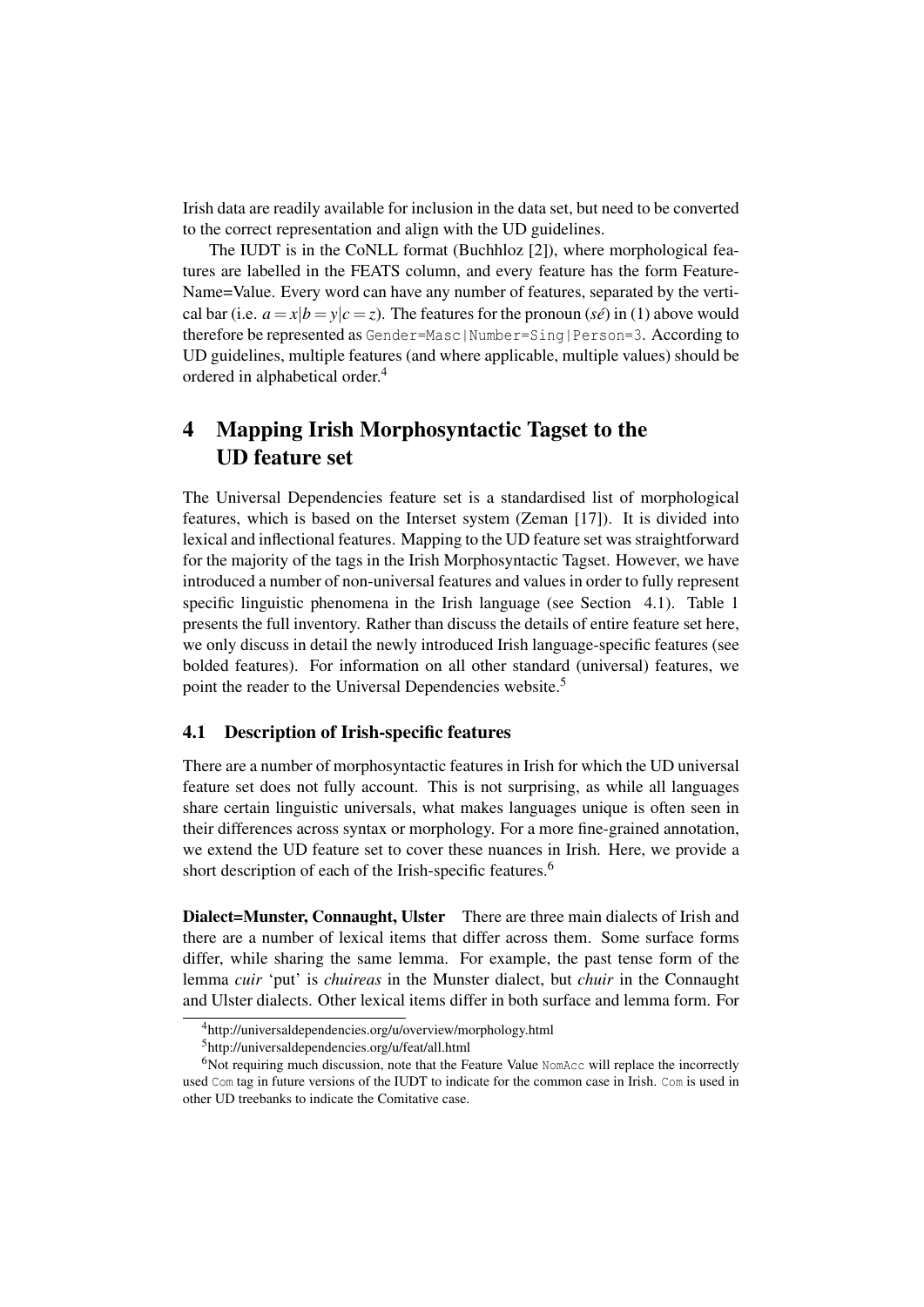Irish data are readily available for inclusion in the data set, but need to be converted to the correct representation and align with the UD guidelines.

The IUDT is in the CoNLL format (Buchhloz [2]), where morphological features are labelled in the FEATS column, and every feature has the form FeatureName=Value. Every word can have any number of features, separated by the vertical bar (i.e. $a = x|b = y|c = z$). The features for the pronoun (*sé*) in (1) above would therefore be represented as `Gender=Masc|Number=Sing|Person=3`. According to UD guidelines, multiple features (and where applicable, multiple values) should be ordered in alphabetical order.[4]

# 4 Mapping Irish Morphosyntactic Tagset to the UD feature set

The Universal Dependencies feature set is a standardised list of morphological features, which is based on the Interset system (Zeman [17]). It is divided into lexical and inflectional features. Mapping to the UD feature set was straightforward for the majority of the tags in the Irish Morphosyntactic Tagset. However, we have introduced a number of non-universal features and values in order to fully represent specific linguistic phenomena in the Irish language (see Section 4.1). Table 1 presents the full inventory. Rather than discuss the details of entire feature set here, we only discuss in detail the newly introduced Irish language-specific features (see bolded features). For information on all other standard (universal) features, we point the reader to the Universal Dependencies website.[5]

## 4.1 Description of Irish-specific features

There are a number of morphosyntactic features in Irish for which the UD universal feature set does not fully account. This is not surprising, as while all languages share certain linguistic universals, what makes languages unique is often seen in their differences across syntax or morphology. For a more fine-grained annotation, we extend the UD feature set to cover these nuances in Irish. Here, we provide a short description of each of the Irish-specific features.[6]

**Dialect=Munster, Connaught, Ulster** There are three main dialects of Irish and there are a number of lexical items that differ across them. Some surface forms differ, while sharing the same lemma. For example, the past tense form of the lemma *cuir* 'put' is *chuireas* in the Munster dialect, but *chuir* in the Connaught and Ulster dialects. Other lexical items differ in both surface and lemma form. For

---

[4] http://universaldependencies.org/u/overview/morphology.html

[5] http://universaldependencies.org/u/feat/all.html

[6] Not requiring much discussion, note that the Feature Value `NomAcc` will replace the incorrectly used `Com` tag in future versions of the IUDT to indicate for the common case in Irish. `Com` is used in other UD treebanks to indicate the Comitative case.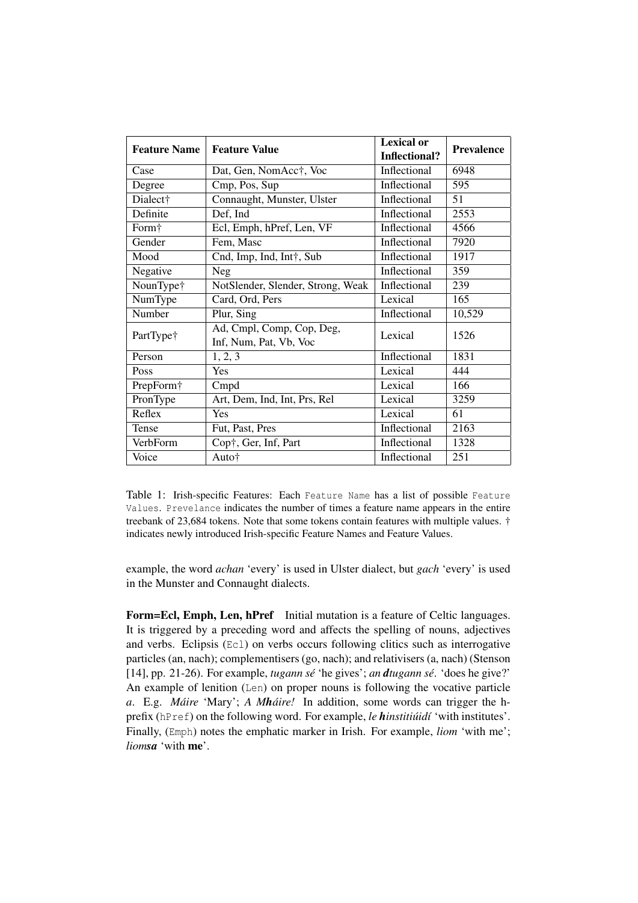| Feature Name | Feature Value | Lexical or Inflectional? | Prevalence |
|---|---|---|---|
| Case | Dat, Gen, NomAcc†, Voc | Inflectional | 6948 |
| Degree | Cmp, Pos, Sup | Inflectional | 595 |
| Dialect† | Connaught, Munster, Ulster | Inflectional | 51 |
| Definite | Def, Ind | Inflectional | 2553 |
| Form† | Ecl, Emph, hPref, Len, VF | Inflectional | 4566 |
| Gender | Fem, Masc | Inflectional | 7920 |
| Mood | Cnd, Imp, Ind, Int†, Sub | Inflectional | 1917 |
| Negative | Neg | Inflectional | 359 |
| NounType† | NotSlender, Slender, Strong, Weak | Inflectional | 239 |
| NumType | Card, Ord, Pers | Lexical | 165 |
| Number | Plur, Sing | Inflectional | 10,529 |
| PartType† | Ad, Cmpl, Comp, Cop, Deg, Inf, Num, Pat, Vb, Voc | Lexical | 1526 |
| Person | 1, 2, 3 | Inflectional | 1831 |
| Poss | Yes | Lexical | 444 |
| PrepForm† | Cmpd | Lexical | 166 |
| PronType | Art, Dem, Ind, Int, Prs, Rel | Lexical | 3259 |
| Reflex | Yes | Lexical | 61 |
| Tense | Fut, Past, Pres | Inflectional | 2163 |
| VerbForm | Cop†, Ger, Inf, Part | Inflectional | 1328 |
| Voice | Auto† | Inflectional | 251 |

Table 1: Irish-specific Features: Each `Feature Name` has a list of possible `Feature Values`. `Prevelance` indicates the number of times a feature name appears in the entire treebank of 23,684 tokens. Note that some tokens contain features with multiple values. † indicates newly introduced Irish-specific Feature Names and Feature Values.

example, the word *achan* 'every' is used in Ulster dialect, but *gach* 'every' is used in the Munster and Connaught dialects.

**Form=Ecl, Emph, Len, hPref** Initial mutation is a feature of Celtic languages. It is triggered by a preceding word and affects the spelling of nouns, adjectives and verbs. Eclipsis (`Ecl`) on verbs occurs following clitics such as interrogative particles (an, nach); complementisers (go, nach); and relativisers (a, nach) (Stenson [14], pp. 21-26). For example, *tugann sé* 'he gives'; *an **d**tugann sé*. 'does he give?' An example of lenition (`Len`) on proper nouns is following the vocative particle *a*. E.g. *Máire* 'Mary'; *A M**h**áire!* In addition, some words can trigger the h-prefix (`hPref`) on the following word. For example, *le **h**institiúidí* 'with institutes'. Finally, (`Emph`) notes the emphatic marker in Irish. For example, *liom* 'with me'; *liom**sa*** 'with **me**'.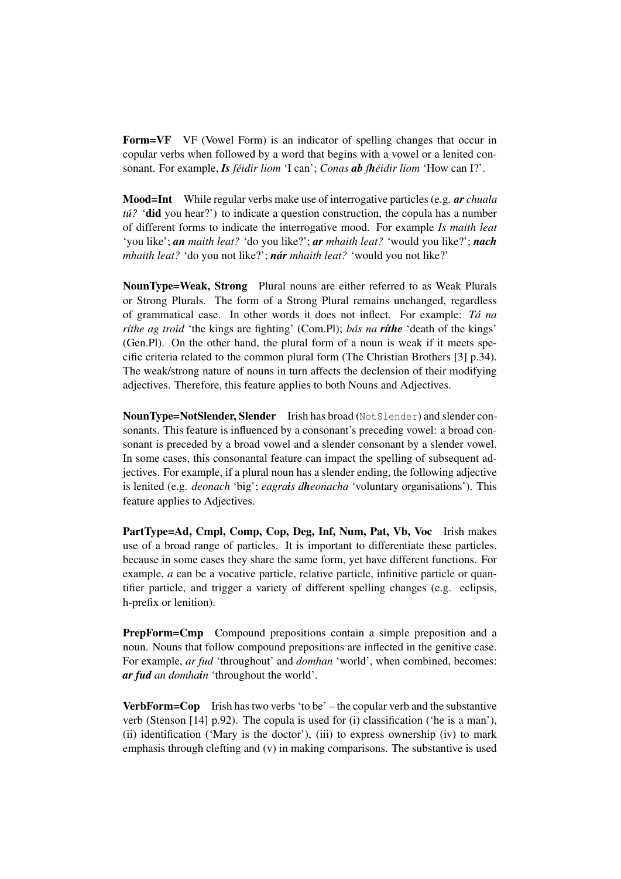**Form=VF** VF (Vowel Form) is an indicator of spelling changes that occur in copular verbs when followed by a word that begins with a vowel or a lenited consonant. For example, ***Is*** *féidir liom* 'I can'; *Conas* ***ab*** ***fh****éidir liom* 'How can I?'.

**Mood=Int** While regular verbs make use of interrogative particles (e.g. ***ar*** *chuala tú?* '**did** you hear?') to indicate a question construction, the copula has a number of different forms to indicate the interrogative mood. For example *Is maith leat* 'you like'; ***an*** *maith leat?* 'do you like?'; ***ar*** *mhaith leat?* 'would you like?'; ***nach*** *mhaith leat?* 'do you not like?'; ***nár*** *mhaith leat?* 'would you not like?'

**NounType=Weak, Strong** Plural nouns are either referred to as Weak Plurals or Strong Plurals. The form of a Strong Plural remains unchanged, regardless of grammatical case. In other words it does not inflect. For example: *Tá na ríthe ag troid* 'the kings are fighting' (Com.Pl); *bás na* ***ríthe*** 'death of the kings' (Gen.Pl). On the other hand, the plural form of a noun is weak if it meets specific criteria related to the common plural form (The Christian Brothers [3] p.34). The weak/strong nature of nouns in turn affects the declension of their modifying adjectives. Therefore, this feature applies to both Nouns and Adjectives.

**NounType=NotSlender, Slender** Irish has broad (`NotSlender`) and slender consonants. This feature is influenced by a consonant's preceding vowel: a broad consonant is preceded by a broad vowel and a slender consonant by a slender vowel. In some cases, this consonantal feature can impact the spelling of subsequent adjectives. For example, if a plural noun has a slender ending, the following adjective is lenited (e.g. *deonach* 'big'; *eagra****i****s d****h****eonacha* 'voluntary organisations'). This feature applies to Adjectives.

**PartType=Ad, Cmpl, Comp, Cop, Deg, Inf, Num, Pat, Vb, Voc** Irish makes use of a broad range of particles. It is important to differentiate these particles, because in some cases they share the same form, yet have different functions. For example, *a* can be a vocative particle, relative particle, infinitive particle or quantifier particle, and trigger a variety of different spelling changes (e.g. eclipsis, h-prefix or lenition).

**PrepForm=Cmp** Compound prepositions contain a simple preposition and a noun. Nouns that follow compound prepositions are inflected in the genitive case. For example, *ar fud* 'throughout' and *domhan* 'world', when combined, becomes: ***ar fud*** *an domha****i****n* 'throughout the world'.

**VerbForm=Cop** Irish has two verbs 'to be' – the copular verb and the substantive verb (Stenson [14] p.92). The copula is used for (i) classification ('he is a man'), (ii) identification ('Mary is the doctor'), (iii) to express ownership (iv) to mark emphasis through clefting and (v) in making comparisons. The substantive is used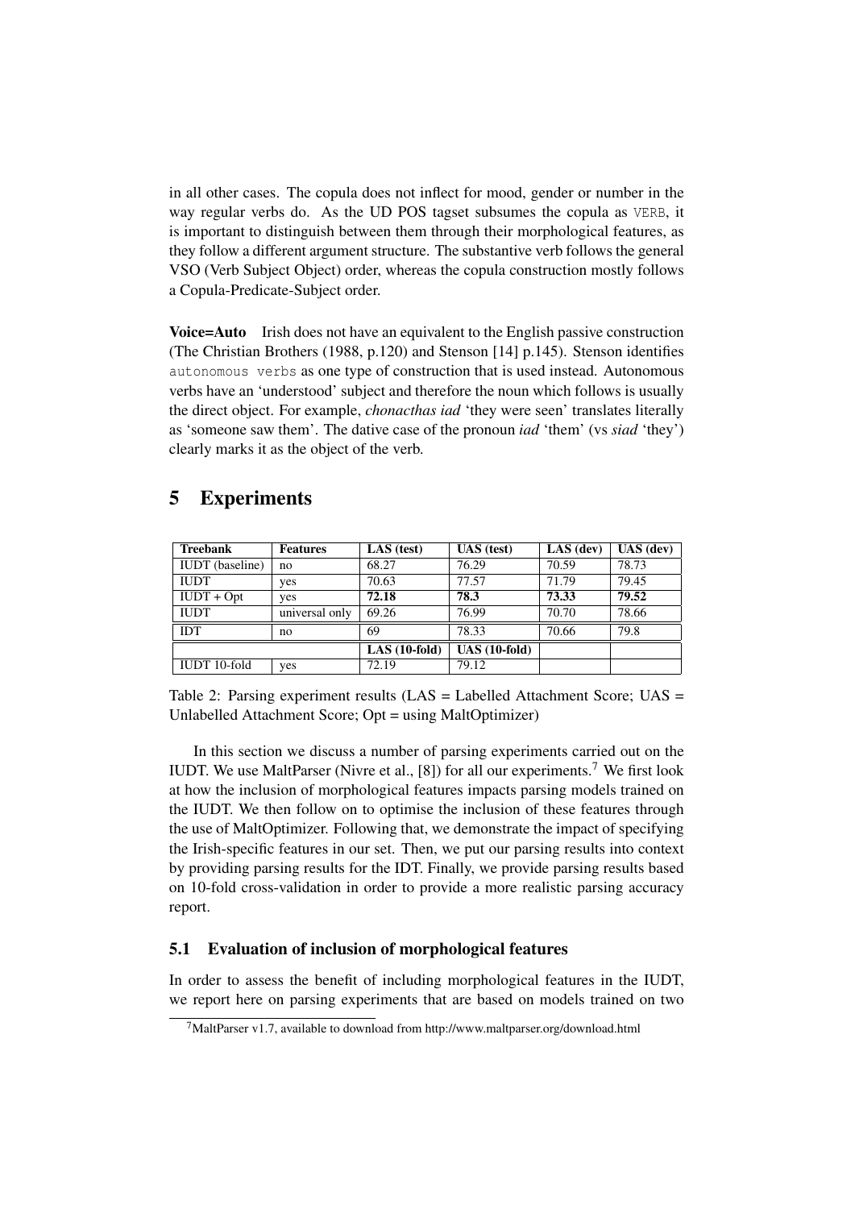in all other cases. The copula does not inflect for mood, gender or number in the way regular verbs do. As the UD POS tagset subsumes the copula as `VERB`, it is important to distinguish between them through their morphological features, as they follow a different argument structure. The substantive verb follows the general VSO (Verb Subject Object) order, whereas the copula construction mostly follows a Copula-Predicate-Subject order.

**Voice=Auto** Irish does not have an equivalent to the English passive construction (The Christian Brothers (1988, p.120) and Stenson [14] p.145). Stenson identifies `autonomous verbs` as one type of construction that is used instead. Autonomous verbs have an 'understood' subject and therefore the noun which follows is usually the direct object. For example, *chonacthas iad* 'they were seen' translates literally as 'someone saw them'. The dative case of the pronoun *iad* 'them' (vs *siad* 'they') clearly marks it as the object of the verb.

# 5 Experiments

| Treebank | Features | LAS (test) | UAS (test) | LAS (dev) | UAS (dev) |
|---|---|---|---|---|---|
| IUDT (baseline) | no | 68.27 | 76.29 | 70.59 | 78.73 |
| IUDT | yes | 70.63 | 77.57 | 71.79 | 79.45 |
| IUDT + Opt | yes | **72.18** | **78.3** | **73.33** | **79.52** |
| IUDT | universal only | 69.26 | 76.99 | 70.70 | 78.66 |
| IDT | no | 69 | 78.33 | 70.66 | 79.8 |
| | | **LAS (10-fold)** | **UAS (10-fold)** | | |
| IUDT 10-fold | yes | 72.19 | 79.12 | | |

Table 2: Parsing experiment results (LAS = Labelled Attachment Score; UAS = Unlabelled Attachment Score; Opt = using MaltOptimizer)

In this section we discuss a number of parsing experiments carried out on the IUDT. We use MaltParser (Nivre et al., [8]) for all our experiments.[7] We first look at how the inclusion of morphological features impacts parsing models trained on the IUDT. We then follow on to optimise the inclusion of these features through the use of MaltOptimizer. Following that, we demonstrate the impact of specifying the Irish-specific features in our set. Then, we put our parsing results into context by providing parsing results for the IDT. Finally, we provide parsing results based on 10-fold cross-validation in order to provide a more realistic parsing accuracy report.

## 5.1 Evaluation of inclusion of morphological features

In order to assess the benefit of including morphological features in the IUDT, we report here on parsing experiments that are based on models trained on two

[7] MaltParser v1.7, available to download from http://www.maltparser.org/download.html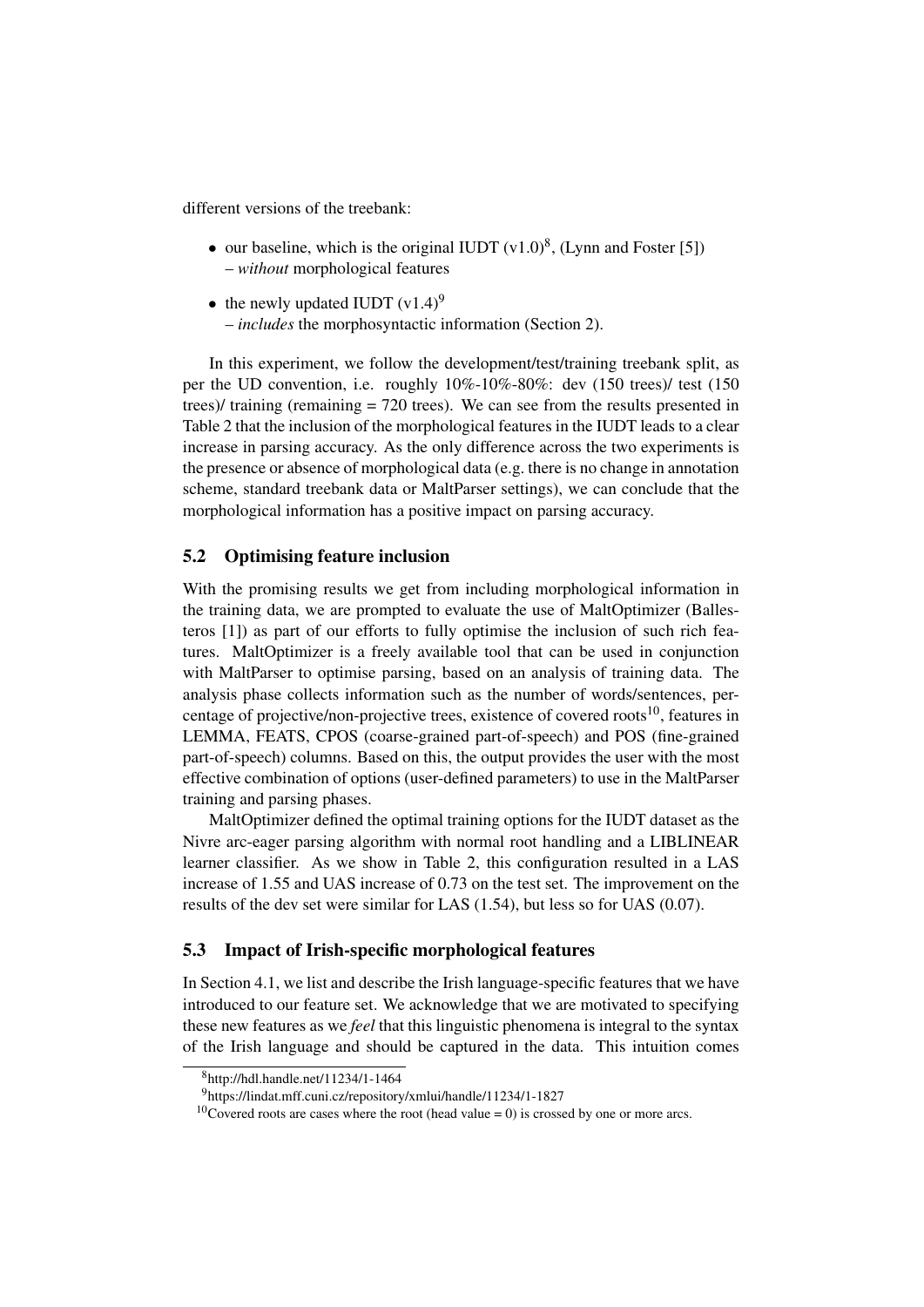different versions of the treebank:

- our baseline, which is the original IUDT (v1.0)[8], (Lynn and Foster [5]) – *without* morphological features
- the newly updated IUDT (v1.4)[9] – *includes* the morphosyntactic information (Section 2).

In this experiment, we follow the development/test/training treebank split, as per the UD convention, i.e. roughly 10%-10%-80%: dev (150 trees)/ test (150 trees)/ training (remaining = 720 trees). We can see from the results presented in Table 2 that the inclusion of the morphological features in the IUDT leads to a clear increase in parsing accuracy. As the only difference across the two experiments is the presence or absence of morphological data (e.g. there is no change in annotation scheme, standard treebank data or MaltParser settings), we can conclude that the morphological information has a positive impact on parsing accuracy.

### 5.2 Optimising feature inclusion

With the promising results we get from including morphological information in the training data, we are prompted to evaluate the use of MaltOptimizer (Ballesteros [1]) as part of our efforts to fully optimise the inclusion of such rich features. MaltOptimizer is a freely available tool that can be used in conjunction with MaltParser to optimise parsing, based on an analysis of training data. The analysis phase collects information such as the number of words/sentences, percentage of projective/non-projective trees, existence of covered roots[10], features in LEMMA, FEATS, CPOS (coarse-grained part-of-speech) and POS (fine-grained part-of-speech) columns. Based on this, the output provides the user with the most effective combination of options (user-defined parameters) to use in the MaltParser training and parsing phases.

MaltOptimizer defined the optimal training options for the IUDT dataset as the Nivre arc-eager parsing algorithm with normal root handling and a LIBLINEAR learner classifier. As we show in Table 2, this configuration resulted in a LAS increase of 1.55 and UAS increase of 0.73 on the test set. The improvement on the results of the dev set were similar for LAS (1.54), but less so for UAS (0.07).

### 5.3 Impact of Irish-specific morphological features

In Section 4.1, we list and describe the Irish language-specific features that we have introduced to our feature set. We acknowledge that we are motivated to specifying these new features as we *feel* that this linguistic phenomena is integral to the syntax of the Irish language and should be captured in the data. This intuition comes

[8] http://hdl.handle.net/11234/1-1464

[9] https://lindat.mff.cuni.cz/repository/xmlui/handle/11234/1-1827

[10] Covered roots are cases where the root (head value = 0) is crossed by one or more arcs.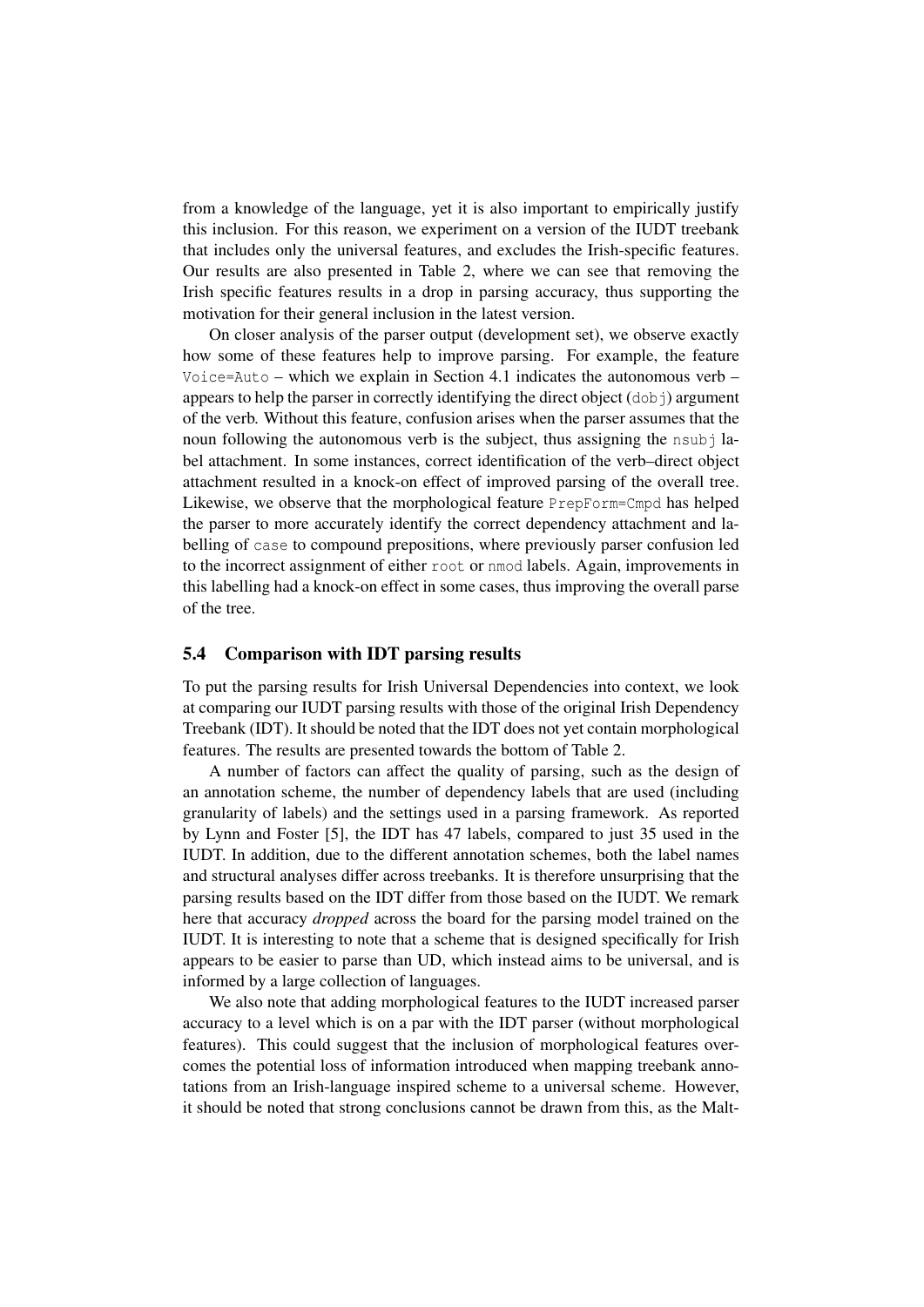from a knowledge of the language, yet it is also important to empirically justify this inclusion. For this reason, we experiment on a version of the IUDT treebank that includes only the universal features, and excludes the Irish-specific features. Our results are also presented in Table 2, where we can see that removing the Irish specific features results in a drop in parsing accuracy, thus supporting the motivation for their general inclusion in the latest version.

On closer analysis of the parser output (development set), we observe exactly how some of these features help to improve parsing. For example, the feature `Voice=Auto` – which we explain in Section 4.1 indicates the autonomous verb – appears to help the parser in correctly identifying the direct object (`dobj`) argument of the verb. Without this feature, confusion arises when the parser assumes that the noun following the autonomous verb is the subject, thus assigning the `nsubj` label attachment. In some instances, correct identification of the verb–direct object attachment resulted in a knock-on effect of improved parsing of the overall tree. Likewise, we observe that the morphological feature `PrepForm=Cmpd` has helped the parser to more accurately identify the correct dependency attachment and labelling of `case` to compound prepositions, where previously parser confusion led to the incorrect assignment of either `root` or `nmod` labels. Again, improvements in this labelling had a knock-on effect in some cases, thus improving the overall parse of the tree.

### 5.4 Comparison with IDT parsing results

To put the parsing results for Irish Universal Dependencies into context, we look at comparing our IUDT parsing results with those of the original Irish Dependency Treebank (IDT). It should be noted that the IDT does not yet contain morphological features. The results are presented towards the bottom of Table 2.

A number of factors can affect the quality of parsing, such as the design of an annotation scheme, the number of dependency labels that are used (including granularity of labels) and the settings used in a parsing framework. As reported by Lynn and Foster [5], the IDT has 47 labels, compared to just 35 used in the IUDT. In addition, due to the different annotation schemes, both the label names and structural analyses differ across treebanks. It is therefore unsurprising that the parsing results based on the IDT differ from those based on the IUDT. We remark here that accuracy *dropped* across the board for the parsing model trained on the IUDT. It is interesting to note that a scheme that is designed specifically for Irish appears to be easier to parse than UD, which instead aims to be universal, and is informed by a large collection of languages.

We also note that adding morphological features to the IUDT increased parser accuracy to a level which is on a par with the IDT parser (without morphological features). This could suggest that the inclusion of morphological features overcomes the potential loss of information introduced when mapping treebank annotations from an Irish-language inspired scheme to a universal scheme. However, it should be noted that strong conclusions cannot be drawn from this, as the Malt-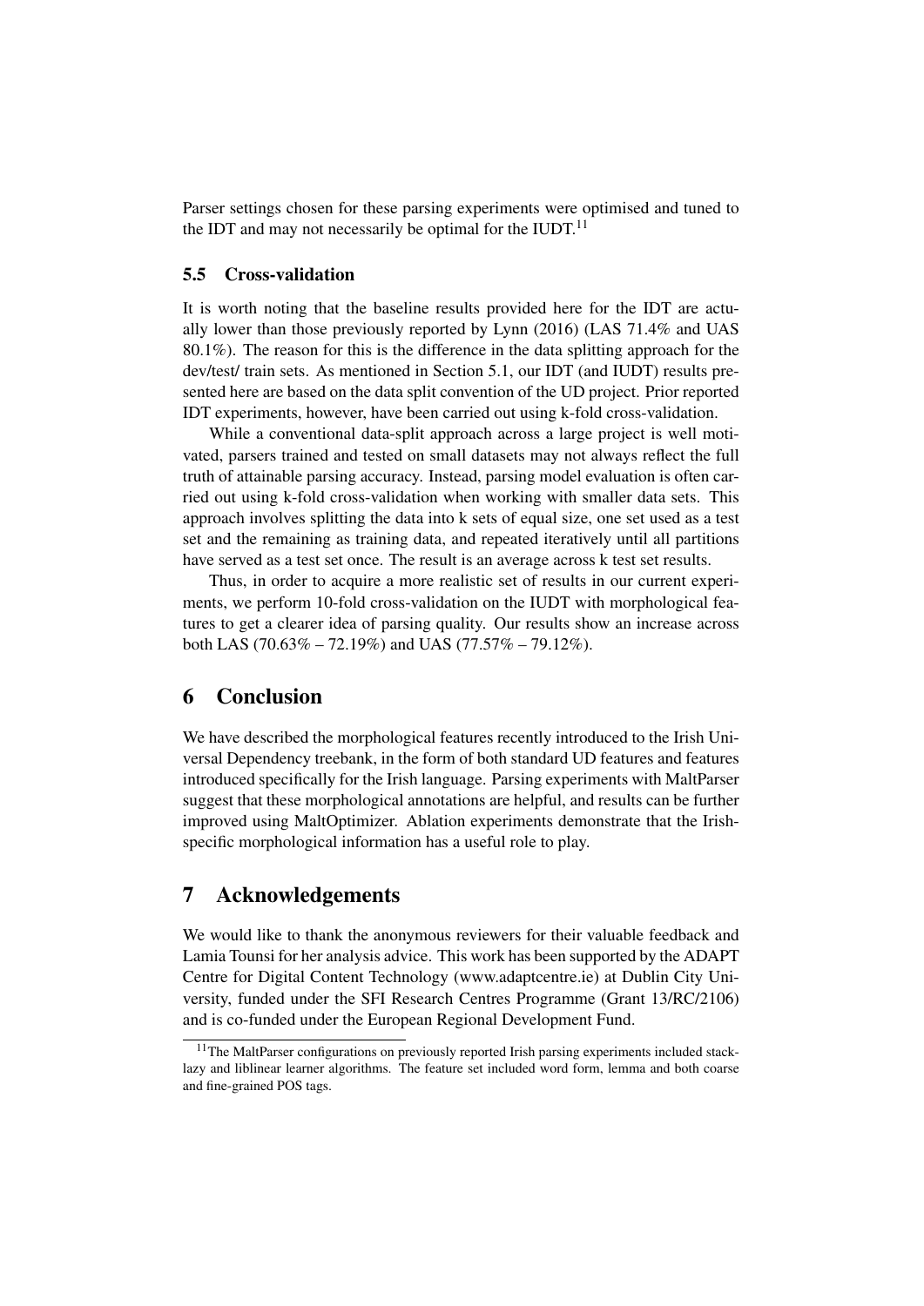Parser settings chosen for these parsing experiments were optimised and tuned to the IDT and may not necessarily be optimal for the IUDT.[11]

### 5.5 Cross-validation

It is worth noting that the baseline results provided here for the IDT are actually lower than those previously reported by Lynn (2016) (LAS 71.4% and UAS 80.1%). The reason for this is the difference in the data splitting approach for the dev/test/ train sets. As mentioned in Section 5.1, our IDT (and IUDT) results presented here are based on the data split convention of the UD project. Prior reported IDT experiments, however, have been carried out using k-fold cross-validation.

While a conventional data-split approach across a large project is well motivated, parsers trained and tested on small datasets may not always reflect the full truth of attainable parsing accuracy. Instead, parsing model evaluation is often carried out using k-fold cross-validation when working with smaller data sets. This approach involves splitting the data into k sets of equal size, one set used as a test set and the remaining as training data, and repeated iteratively until all partitions have served as a test set once. The result is an average across k test set results.

Thus, in order to acquire a more realistic set of results in our current experiments, we perform 10-fold cross-validation on the IUDT with morphological features to get a clearer idea of parsing quality. Our results show an increase across both LAS (70.63% – 72.19%) and UAS (77.57% – 79.12%).

## 6 Conclusion

We have described the morphological features recently introduced to the Irish Universal Dependency treebank, in the form of both standard UD features and features introduced specifically for the Irish language. Parsing experiments with MaltParser suggest that these morphological annotations are helpful, and results can be further improved using MaltOptimizer. Ablation experiments demonstrate that the Irish-specific morphological information has a useful role to play.

## 7 Acknowledgements

We would like to thank the anonymous reviewers for their valuable feedback and Lamia Tounsi for her analysis advice. This work has been supported by the ADAPT Centre for Digital Content Technology (www.adaptcentre.ie) at Dublin City University, funded under the SFI Research Centres Programme (Grant 13/RC/2106) and is co-funded under the European Regional Development Fund.

[11] The MaltParser configurations on previously reported Irish parsing experiments included stack-lazy and liblinear learner algorithms. The feature set included word form, lemma and both coarse and fine-grained POS tags.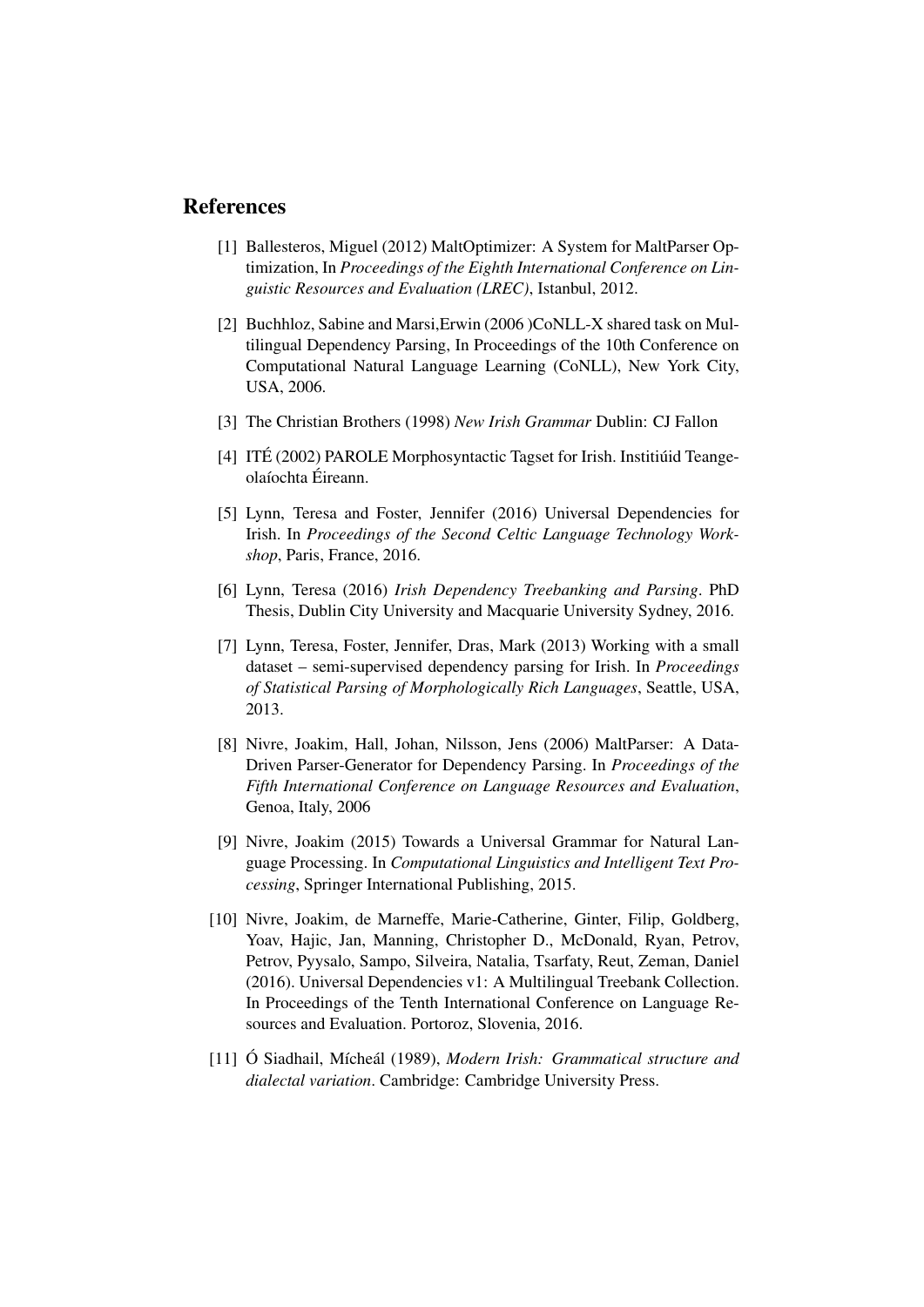## References

[1] Ballesteros, Miguel (2012) MaltOptimizer: A System for MaltParser Optimization, In *Proceedings of the Eighth International Conference on Linguistic Resources and Evaluation (LREC)*, Istanbul, 2012.

[2] Buchhloz, Sabine and Marsi,Erwin (2006 )CoNLL-X shared task on Multilingual Dependency Parsing, In Proceedings of the 10th Conference on Computational Natural Language Learning (CoNLL), New York City, USA, 2006.

[3] The Christian Brothers (1998) *New Irish Grammar* Dublin: CJ Fallon

[4] ITÉ (2002) PAROLE Morphosyntactic Tagset for Irish. Institiúid Teangeolaíochta Éireann.

[5] Lynn, Teresa and Foster, Jennifer (2016) Universal Dependencies for Irish. In *Proceedings of the Second Celtic Language Technology Workshop*, Paris, France, 2016.

[6] Lynn, Teresa (2016) *Irish Dependency Treebanking and Parsing*. PhD Thesis, Dublin City University and Macquarie University Sydney, 2016.

[7] Lynn, Teresa, Foster, Jennifer, Dras, Mark (2013) Working with a small dataset – semi-supervised dependency parsing for Irish. In *Proceedings of Statistical Parsing of Morphologically Rich Languages*, Seattle, USA, 2013.

[8] Nivre, Joakim, Hall, Johan, Nilsson, Jens (2006) MaltParser: A Data-Driven Parser-Generator for Dependency Parsing. In *Proceedings of the Fifth International Conference on Language Resources and Evaluation*, Genoa, Italy, 2006

[9] Nivre, Joakim (2015) Towards a Universal Grammar for Natural Language Processing. In *Computational Linguistics and Intelligent Text Processing*, Springer International Publishing, 2015.

[10] Nivre, Joakim, de Marneffe, Marie-Catherine, Ginter, Filip, Goldberg, Yoav, Hajic, Jan, Manning, Christopher D., McDonald, Ryan, Petrov, Petrov, Pyysalo, Sampo, Silveira, Natalia, Tsarfaty, Reut, Zeman, Daniel (2016). Universal Dependencies v1: A Multilingual Treebank Collection. In Proceedings of the Tenth International Conference on Language Resources and Evaluation. Portoroz, Slovenia, 2016.

[11] Ó Siadhail, Mícheál (1989), *Modern Irish: Grammatical structure and dialectal variation*. Cambridge: Cambridge University Press.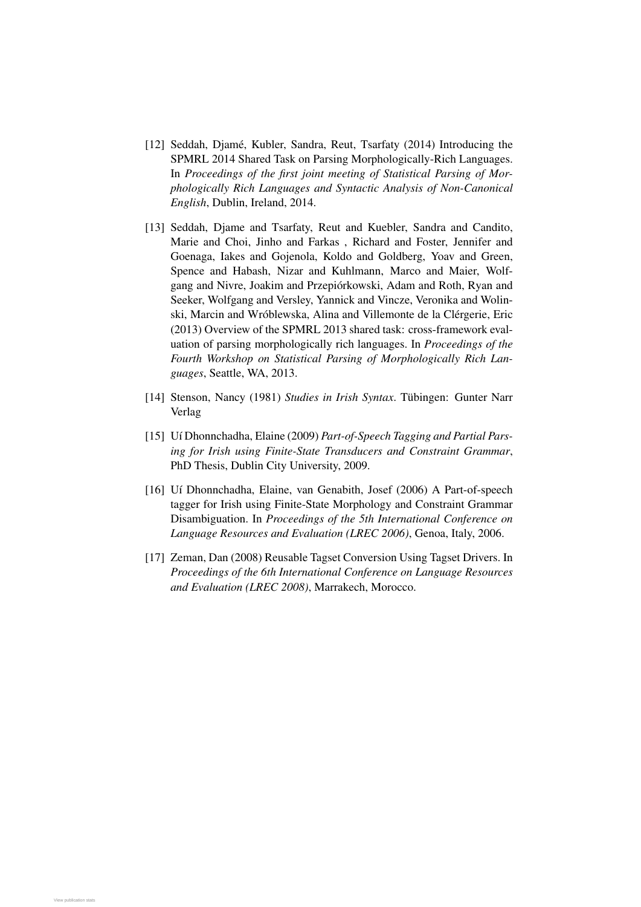[12] Seddah, Djamé, Kubler, Sandra, Reut, Tsarfaty (2014) Introducing the SPMRL 2014 Shared Task on Parsing Morphologically-Rich Languages. In *Proceedings of the first joint meeting of Statistical Parsing of Morphologically Rich Languages and Syntactic Analysis of Non-Canonical English*, Dublin, Ireland, 2014.

[13] Seddah, Djame and Tsarfaty, Reut and Kuebler, Sandra and Candito, Marie and Choi, Jinho and Farkas , Richard and Foster, Jennifer and Goenaga, Iakes and Gojenola, Koldo and Goldberg, Yoav and Green, Spence and Habash, Nizar and Kuhlmann, Marco and Maier, Wolfgang and Nivre, Joakim and Przepiórkowski, Adam and Roth, Ryan and Seeker, Wolfgang and Versley, Yannick and Vincze, Veronika and Wolinski, Marcin and Wróblewska, Alina and Villemonte de la Clérgerie, Eric (2013) Overview of the SPMRL 2013 shared task: cross-framework evaluation of parsing morphologically rich languages. In *Proceedings of the Fourth Workshop on Statistical Parsing of Morphologically Rich Languages*, Seattle, WA, 2013.

[14] Stenson, Nancy (1981) *Studies in Irish Syntax*. Tübingen: Gunter Narr Verlag

[15] Uí Dhonnchadha, Elaine (2009) *Part-of-Speech Tagging and Partial Parsing for Irish using Finite-State Transducers and Constraint Grammar*, PhD Thesis, Dublin City University, 2009.

[16] Uí Dhonnchadha, Elaine, van Genabith, Josef (2006) A Part-of-speech tagger for Irish using Finite-State Morphology and Constraint Grammar Disambiguation. In *Proceedings of the 5th International Conference on Language Resources and Evaluation (LREC 2006)*, Genoa, Italy, 2006.

[17] Zeman, Dan (2008) Reusable Tagset Conversion Using Tagset Drivers. In *Proceedings of the 6th International Conference on Language Resources and Evaluation (LREC 2008)*, Marrakech, Morocco.